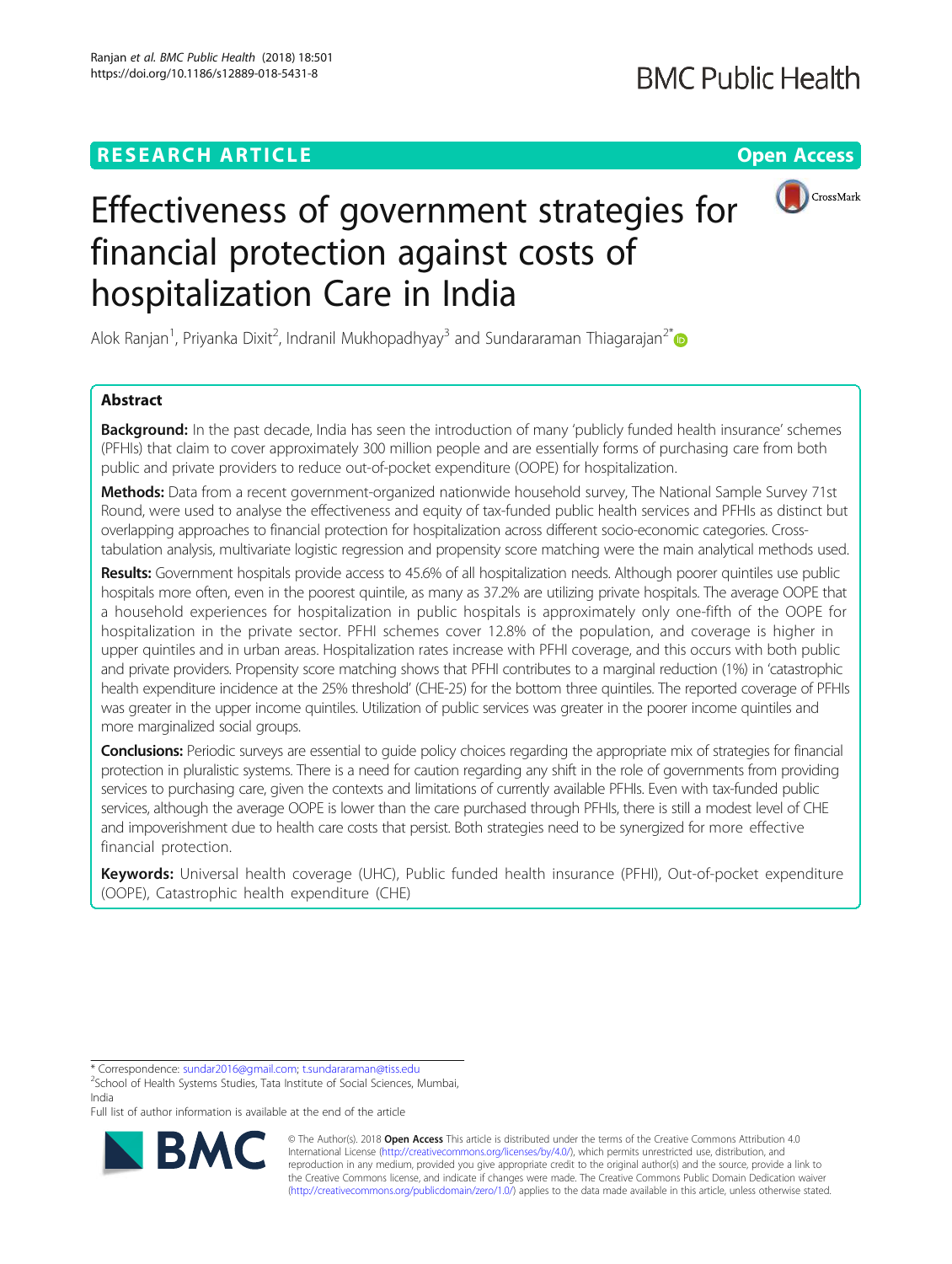**RESEARCH ARTICLE** **Open Access**

# Effectiveness of government strategies for financial protection against costs of hospitalization Care in India

Alok Ranjan[1], Priyanka Dixit[2], Indranil Mukhopadhyay[3] and Sundararaman Thiagarajan[2*]

## Abstract

**Background:** In the past decade, India has seen the introduction of many 'publicly funded health insurance' schemes (PFHIs) that claim to cover approximately 300 million people and are essentially forms of purchasing care from both public and private providers to reduce out-of-pocket expenditure (OOPE) for hospitalization.

**Methods:** Data from a recent government-organized nationwide household survey, The National Sample Survey 71st Round, were used to analyse the effectiveness and equity of tax-funded public health services and PFHIs as distinct but overlapping approaches to financial protection for hospitalization across different socio-economic categories. Cross-tabulation analysis, multivariate logistic regression and propensity score matching were the main analytical methods used.

**Results:** Government hospitals provide access to 45.6% of all hospitalization needs. Although poorer quintiles use public hospitals more often, even in the poorest quintile, as many as 37.2% are utilizing private hospitals. The average OOPE that a household experiences for hospitalization in public hospitals is approximately only one-fifth of the OOPE for hospitalization in the private sector. PFHI schemes cover 12.8% of the population, and coverage is higher in upper quintiles and in urban areas. Hospitalization rates increase with PFHI coverage, and this occurs with both public and private providers. Propensity score matching shows that PFHI contributes to a marginal reduction (1%) in 'catastrophic health expenditure incidence at the 25% threshold' (CHE-25) for the bottom three quintiles. The reported coverage of PFHIs was greater in the upper income quintiles. Utilization of public services was greater in the poorer income quintiles and more marginalized social groups.

**Conclusions:** Periodic surveys are essential to guide policy choices regarding the appropriate mix of strategies for financial protection in pluralistic systems. There is a need for caution regarding any shift in the role of governments from providing services to purchasing care, given the contexts and limitations of currently available PFHIs. Even with tax-funded public services, although the average OOPE is lower than the care purchased through PFHIs, there is still a modest level of CHE and impoverishment due to health care costs that persist. Both strategies need to be synergized for more effective financial protection.

**Keywords:** Universal health coverage (UHC), Public funded health insurance (PFHI), Out-of-pocket expenditure (OOPE), Catastrophic health expenditure (CHE)

---

\* Correspondence: sundar2016@gmail.com; t.sundararaman@tiss.edu
[2]School of Health Systems Studies, Tata Institute of Social Sciences, Mumbai, India
Full list of author information is available at the end of the article

© The Author(s). 2018 **Open Access** This article is distributed under the terms of the Creative Commons Attribution 4.0 International License (http://creativecommons.org/licenses/by/4.0/), which permits unrestricted use, distribution, and reproduction in any medium, provided you give appropriate credit to the original author(s) and the source, provide a link to the Creative Commons license, and indicate if changes were made. The Creative Commons Public Domain Dedication waiver (http://creativecommons.org/publicdomain/zero/1.0/) applies to the data made available in this article, unless otherwise stated.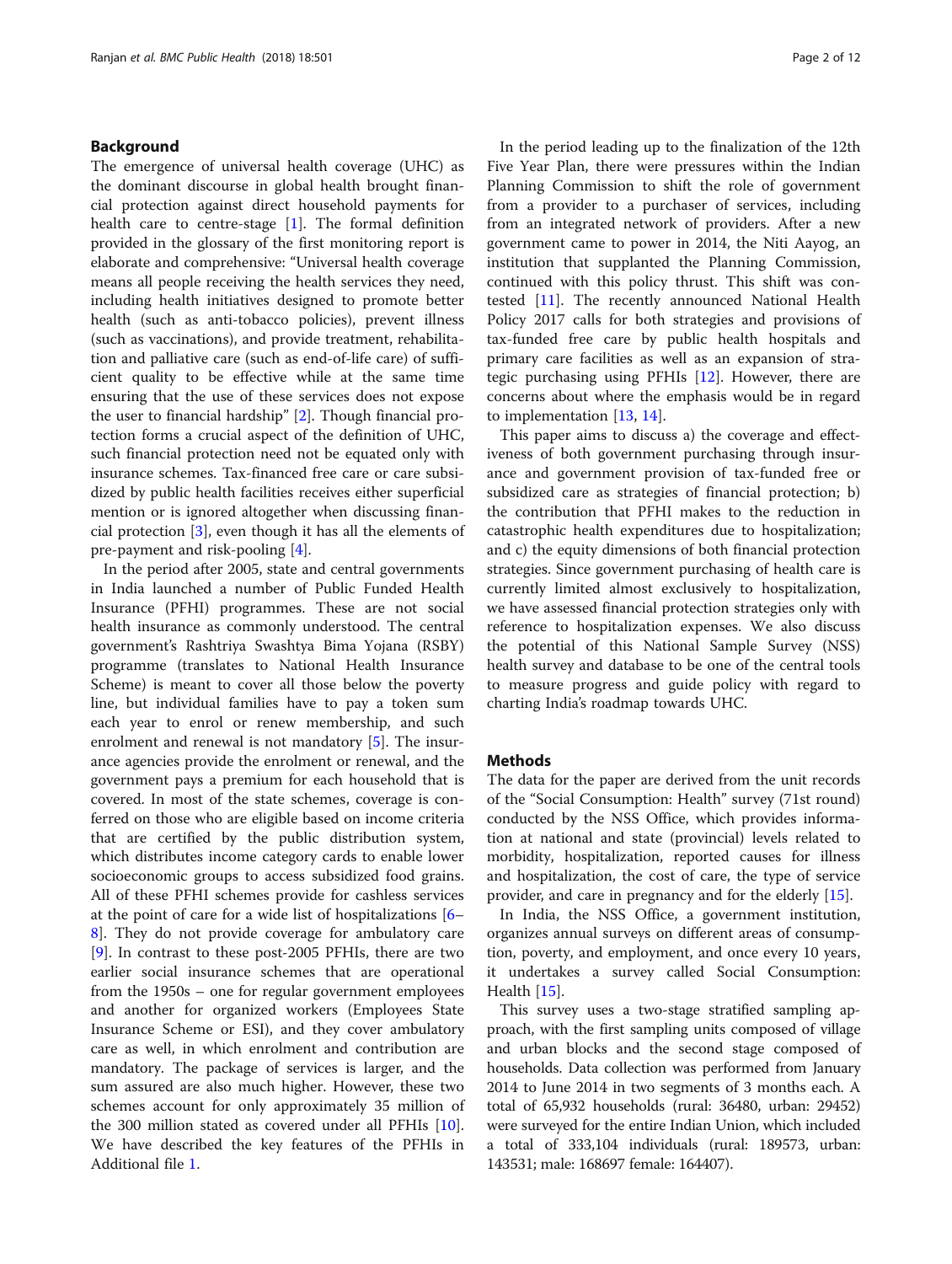## Background

The emergence of universal health coverage (UHC) as the dominant discourse in global health brought financial protection against direct household payments for health care to centre-stage [1]. The formal definition provided in the glossary of the first monitoring report is elaborate and comprehensive: "Universal health coverage means all people receiving the health services they need, including health initiatives designed to promote better health (such as anti-tobacco policies), prevent illness (such as vaccinations), and provide treatment, rehabilitation and palliative care (such as end-of-life care) of sufficient quality to be effective while at the same time ensuring that the use of these services does not expose the user to financial hardship" [2]. Though financial protection forms a crucial aspect of the definition of UHC, such financial protection need not be equated only with insurance schemes. Tax-financed free care or care subsidized by public health facilities receives either superficial mention or is ignored altogether when discussing financial protection [3], even though it has all the elements of pre-payment and risk-pooling [4].

In the period after 2005, state and central governments in India launched a number of Public Funded Health Insurance (PFHI) programmes. These are not social health insurance as commonly understood. The central government's Rashtriya Swashtya Bima Yojana (RSBY) programme (translates to National Health Insurance Scheme) is meant to cover all those below the poverty line, but individual families have to pay a token sum each year to enrol or renew membership, and such enrolment and renewal is not mandatory [5]. The insurance agencies provide the enrolment or renewal, and the government pays a premium for each household that is covered. In most of the state schemes, coverage is conferred on those who are eligible based on income criteria that are certified by the public distribution system, which distributes income category cards to enable lower socioeconomic groups to access subsidized food grains. All of these PFHI schemes provide for cashless services at the point of care for a wide list of hospitalizations [6–8]. They do not provide coverage for ambulatory care [9]. In contrast to these post-2005 PFHIs, there are two earlier social insurance schemes that are operational from the 1950s – one for regular government employees and another for organized workers (Employees State Insurance Scheme or ESI), and they cover ambulatory care as well, in which enrolment and contribution are mandatory. The package of services is larger, and the sum assured are also much higher. However, these two schemes account for only approximately 35 million of the 300 million stated as covered under all PFHIs [10]. We have described the key features of the PFHIs in Additional file 1.

In the period leading up to the finalization of the 12th Five Year Plan, there were pressures within the Indian Planning Commission to shift the role of government from a provider to a purchaser of services, including from an integrated network of providers. After a new government came to power in 2014, the Niti Aayog, an institution that supplanted the Planning Commission, continued with this policy thrust. This shift was contested [11]. The recently announced National Health Policy 2017 calls for both strategies and provisions of tax-funded free care by public health hospitals and primary care facilities as well as an expansion of strategic purchasing using PFHIs [12]. However, there are concerns about where the emphasis would be in regard to implementation [13, 14].

This paper aims to discuss a) the coverage and effectiveness of both government purchasing through insurance and government provision of tax-funded free or subsidized care as strategies of financial protection; b) the contribution that PFHI makes to the reduction in catastrophic health expenditures due to hospitalization; and c) the equity dimensions of both financial protection strategies. Since government purchasing of health care is currently limited almost exclusively to hospitalization, we have assessed financial protection strategies only with reference to hospitalization expenses. We also discuss the potential of this National Sample Survey (NSS) health survey and database to be one of the central tools to measure progress and guide policy with regard to charting India's roadmap towards UHC.

## Methods

The data for the paper are derived from the unit records of the "Social Consumption: Health" survey (71st round) conducted by the NSS Office, which provides information at national and state (provincial) levels related to morbidity, hospitalization, reported causes for illness and hospitalization, the cost of care, the type of service provider, and care in pregnancy and for the elderly [15].

In India, the NSS Office, a government institution, organizes annual surveys on different areas of consumption, poverty, and employment, and once every 10 years, it undertakes a survey called Social Consumption: Health [15].

This survey uses a two-stage stratified sampling approach, with the first sampling units composed of village and urban blocks and the second stage composed of households. Data collection was performed from January 2014 to June 2014 in two segments of 3 months each. A total of 65,932 households (rural: 36480, urban: 29452) were surveyed for the entire Indian Union, which included a total of 333,104 individuals (rural: 189573, urban: 143531; male: 168697 female: 164407).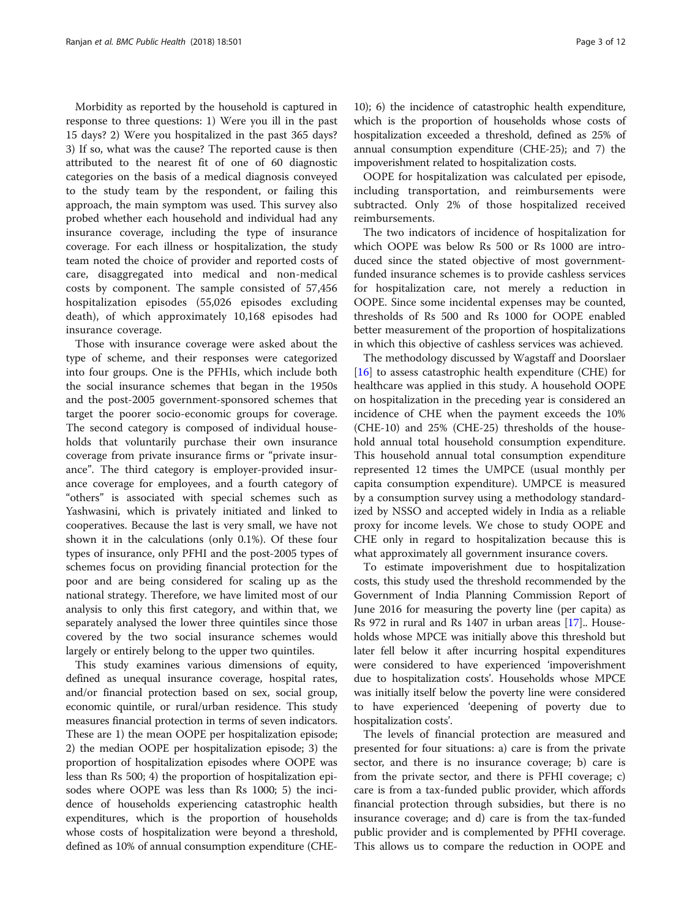Morbidity as reported by the household is captured in response to three questions: 1) Were you ill in the past 15 days? 2) Were you hospitalized in the past 365 days? 3) If so, what was the cause? The reported cause is then attributed to the nearest fit of one of 60 diagnostic categories on the basis of a medical diagnosis conveyed to the study team by the respondent, or failing this approach, the main symptom was used. This survey also probed whether each household and individual had any insurance coverage, including the type of insurance coverage. For each illness or hospitalization, the study team noted the choice of provider and reported costs of care, disaggregated into medical and non-medical costs by component. The sample consisted of 57,456 hospitalization episodes (55,026 episodes excluding death), of which approximately 10,168 episodes had insurance coverage.

Those with insurance coverage were asked about the type of scheme, and their responses were categorized into four groups. One is the PFHIs, which include both the social insurance schemes that began in the 1950s and the post-2005 government-sponsored schemes that target the poorer socio-economic groups for coverage. The second category is composed of individual households that voluntarily purchase their own insurance coverage from private insurance firms or "private insurance". The third category is employer-provided insurance coverage for employees, and a fourth category of "others" is associated with special schemes such as Yashwasini, which is privately initiated and linked to cooperatives. Because the last is very small, we have not shown it in the calculations (only 0.1%). Of these four types of insurance, only PFHI and the post-2005 types of schemes focus on providing financial protection for the poor and are being considered for scaling up as the national strategy. Therefore, we have limited most of our analysis to only this first category, and within that, we separately analysed the lower three quintiles since those covered by the two social insurance schemes would largely or entirely belong to the upper two quintiles.

This study examines various dimensions of equity, defined as unequal insurance coverage, hospital rates, and/or financial protection based on sex, social group, economic quintile, or rural/urban residence. This study measures financial protection in terms of seven indicators. These are 1) the mean OOPE per hospitalization episode; 2) the median OOPE per hospitalization episode; 3) the proportion of hospitalization episodes where OOPE was less than Rs 500; 4) the proportion of hospitalization episodes where OOPE was less than Rs 1000; 5) the incidence of households experiencing catastrophic health expenditures, which is the proportion of households whose costs of hospitalization were beyond a threshold, defined as 10% of annual consumption expenditure (CHE-10); 6) the incidence of catastrophic health expenditure, which is the proportion of households whose costs of hospitalization exceeded a threshold, defined as 25% of annual consumption expenditure (CHE-25); and 7) the impoverishment related to hospitalization costs.

OOPE for hospitalization was calculated per episode, including transportation, and reimbursements were subtracted. Only 2% of those hospitalized received reimbursements.

The two indicators of incidence of hospitalization for which OOPE was below Rs 500 or Rs 1000 are introduced since the stated objective of most government-funded insurance schemes is to provide cashless services for hospitalization care, not merely a reduction in OOPE. Since some incidental expenses may be counted, thresholds of Rs 500 and Rs 1000 for OOPE enabled better measurement of the proportion of hospitalizations in which this objective of cashless services was achieved.

The methodology discussed by Wagstaff and Doorslaer [16] to assess catastrophic health expenditure (CHE) for healthcare was applied in this study. A household OOPE on hospitalization in the preceding year is considered an incidence of CHE when the payment exceeds the 10% (CHE-10) and 25% (CHE-25) thresholds of the household annual total household consumption expenditure. This household annual total consumption expenditure represented 12 times the UMPCE (usual monthly per capita consumption expenditure). UMPCE is measured by a consumption survey using a methodology standardized by NSSO and accepted widely in India as a reliable proxy for income levels. We chose to study OOPE and CHE only in regard to hospitalization because this is what approximately all government insurance covers.

To estimate impoverishment due to hospitalization costs, this study used the threshold recommended by the Government of India Planning Commission Report of June 2016 for measuring the poverty line (per capita) as Rs 972 in rural and Rs 1407 in urban areas [17].. Households whose MPCE was initially above this threshold but later fell below it after incurring hospital expenditures were considered to have experienced 'impoverishment due to hospitalization costs'. Households whose MPCE was initially itself below the poverty line were considered to have experienced 'deepening of poverty due to hospitalization costs'.

The levels of financial protection are measured and presented for four situations: a) care is from the private sector, and there is no insurance coverage; b) care is from the private sector, and there is PFHI coverage; c) care is from a tax-funded public provider, which affords financial protection through subsidies, but there is no insurance coverage; and d) care is from the tax-funded public provider and is complemented by PFHI coverage. This allows us to compare the reduction in OOPE and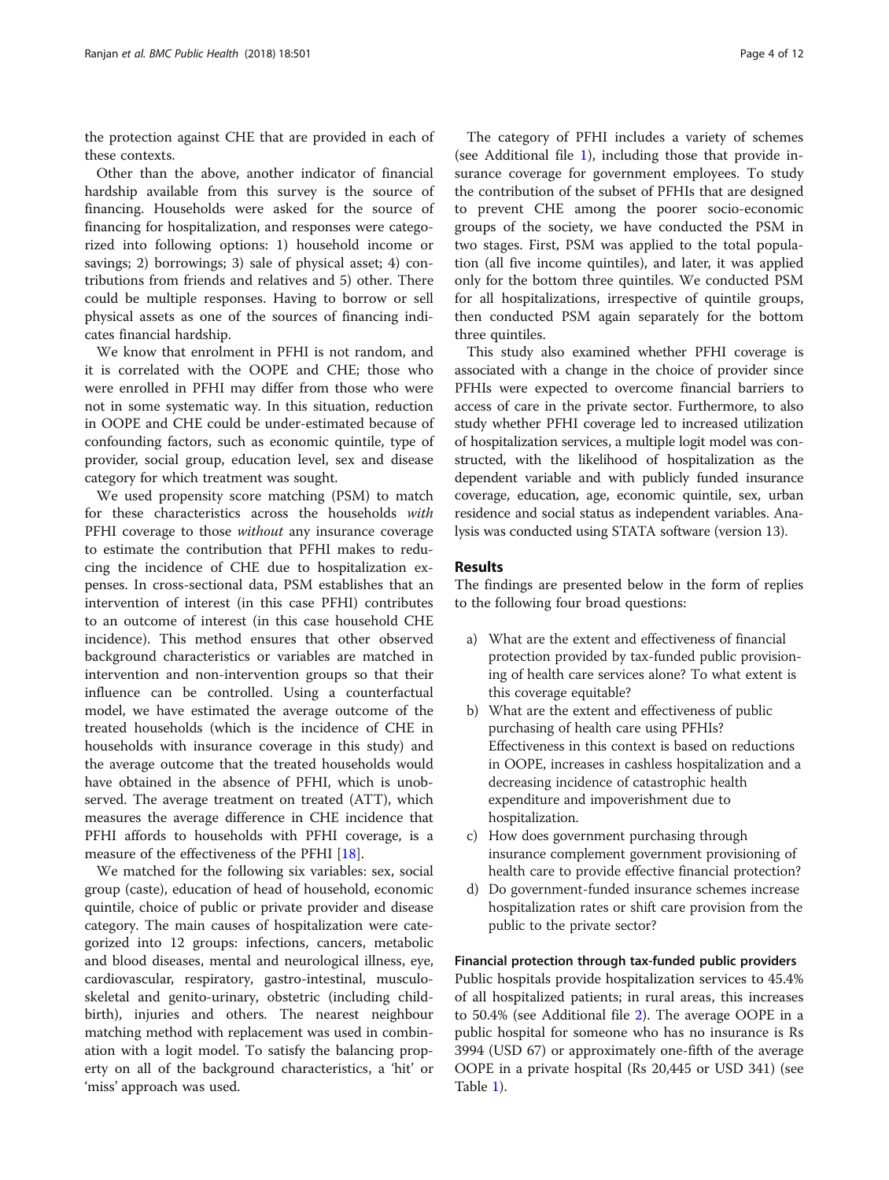the protection against CHE that are provided in each of these contexts.

Other than the above, another indicator of financial hardship available from this survey is the source of financing. Households were asked for the source of financing for hospitalization, and responses were categorized into following options: 1) household income or savings; 2) borrowings; 3) sale of physical asset; 4) contributions from friends and relatives and 5) other. There could be multiple responses. Having to borrow or sell physical assets as one of the sources of financing indicates financial hardship.

We know that enrolment in PFHI is not random, and it is correlated with the OOPE and CHE; those who were enrolled in PFHI may differ from those who were not in some systematic way. In this situation, reduction in OOPE and CHE could be under-estimated because of confounding factors, such as economic quintile, type of provider, social group, education level, sex and disease category for which treatment was sought.

We used propensity score matching (PSM) to match for these characteristics across the households *with* PFHI coverage to those *without* any insurance coverage to estimate the contribution that PFHI makes to reducing the incidence of CHE due to hospitalization expenses. In cross-sectional data, PSM establishes that an intervention of interest (in this case PFHI) contributes to an outcome of interest (in this case household CHE incidence). This method ensures that other observed background characteristics or variables are matched in intervention and non-intervention groups so that their influence can be controlled. Using a counterfactual model, we have estimated the average outcome of the treated households (which is the incidence of CHE in households with insurance coverage in this study) and the average outcome that the treated households would have obtained in the absence of PFHI, which is unobserved. The average treatment on treated (ATT), which measures the average difference in CHE incidence that PFHI affords to households with PFHI coverage, is a measure of the effectiveness of the PFHI [18].

We matched for the following six variables: sex, social group (caste), education of head of household, economic quintile, choice of public or private provider and disease category. The main causes of hospitalization were categorized into 12 groups: infections, cancers, metabolic and blood diseases, mental and neurological illness, eye, cardiovascular, respiratory, gastro-intestinal, musculo-skeletal and genito-urinary, obstetric (including childbirth), injuries and others. The nearest neighbour matching method with replacement was used in combination with a logit model. To satisfy the balancing property on all of the background characteristics, a 'hit' or 'miss' approach was used.

The category of PFHI includes a variety of schemes (see Additional file 1), including those that provide insurance coverage for government employees. To study the contribution of the subset of PFHIs that are designed to prevent CHE among the poorer socio-economic groups of the society, we have conducted the PSM in two stages. First, PSM was applied to the total population (all five income quintiles), and later, it was applied only for the bottom three quintiles. We conducted PSM for all hospitalizations, irrespective of quintile groups, then conducted PSM again separately for the bottom three quintiles.

This study also examined whether PFHI coverage is associated with a change in the choice of provider since PFHIs were expected to overcome financial barriers to access of care in the private sector. Furthermore, to also study whether PFHI coverage led to increased utilization of hospitalization services, a multiple logit model was constructed, with the likelihood of hospitalization as the dependent variable and with publicly funded insurance coverage, education, age, economic quintile, sex, urban residence and social status as independent variables. Analysis was conducted using STATA software (version 13).

## Results

The findings are presented below in the form of replies to the following four broad questions:

a) What are the extent and effectiveness of financial protection provided by tax-funded public provisioning of health care services alone? To what extent is this coverage equitable?
b) What are the extent and effectiveness of public purchasing of health care using PFHIs? Effectiveness in this context is based on reductions in OOPE, increases in cashless hospitalization and a decreasing incidence of catastrophic health expenditure and impoverishment due to hospitalization.
c) How does government purchasing through insurance complement government provisioning of health care to provide effective financial protection?
d) Do government-funded insurance schemes increase hospitalization rates or shift care provision from the public to the private sector?

### Financial protection through tax-funded public providers

Public hospitals provide hospitalization services to 45.4% of all hospitalized patients; in rural areas, this increases to 50.4% (see Additional file 2). The average OOPE in a public hospital for someone who has no insurance is Rs 3994 (USD 67) or approximately one-fifth of the average OOPE in a private hospital (Rs 20,445 or USD 341) (see Table 1).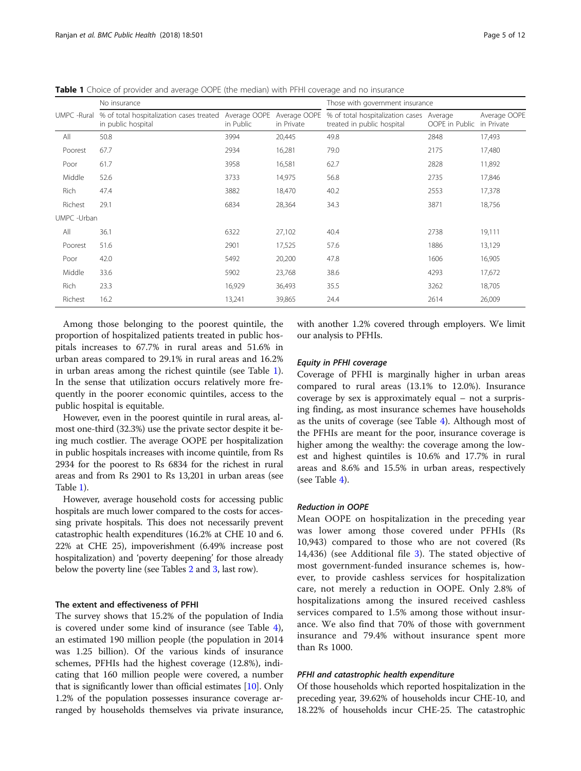**Table 1** Choice of provider and average OOPE (the median) with PFHI coverage and no insurance

| | No insurance | | | Those with government insurance | | |
|---|---|---|---|---|---|---|
| UMPC -Rural | % of total hospitalization cases treated in public hospital | Average OOPE in Public | Average OOPE in Private | % of total hospitalization cases treated in public hospital | Average OOPE in Public | Average OOPE in Private |
| All | 50.8 | 3994 | 20,445 | 49.8 | 2848 | 17,493 |
| Poorest | 67.7 | 2934 | 16,281 | 79.0 | 2175 | 17,480 |
| Poor | 61.7 | 3958 | 16,581 | 62.7 | 2828 | 11,892 |
| Middle | 52.6 | 3733 | 14,975 | 56.8 | 2735 | 17,846 |
| Rich | 47.4 | 3882 | 18,470 | 40.2 | 2553 | 17,378 |
| Richest | 29.1 | 6834 | 28,364 | 34.3 | 3871 | 18,756 |
| UMPC -Urban | | | | | | |
| All | 36.1 | 6322 | 27,102 | 40.4 | 2738 | 19,111 |
| Poorest | 51.6 | 2901 | 17,525 | 57.6 | 1886 | 13,129 |
| Poor | 42.0 | 5492 | 20,200 | 47.8 | 1606 | 16,905 |
| Middle | 33.6 | 5902 | 23,768 | 38.6 | 4293 | 17,672 |
| Rich | 23.3 | 16,929 | 36,493 | 35.5 | 3262 | 18,705 |
| Richest | 16.2 | 13,241 | 39,865 | 24.4 | 2614 | 26,009 |

Among those belonging to the poorest quintile, the proportion of hospitalized patients treated in public hospitals increases to 67.7% in rural areas and 51.6% in urban areas compared to 29.1% in rural areas and 16.2% in urban areas among the richest quintile (see Table 1). In the sense that utilization occurs relatively more frequently in the poorer economic quintiles, access to the public hospital is equitable.

However, even in the poorest quintile in rural areas, almost one-third (32.3%) use the private sector despite it being much costlier. The average OOPE per hospitalization in public hospitals increases with income quintile, from Rs 2934 for the poorest to Rs 6834 for the richest in rural areas and from Rs 2901 to Rs 13,201 in urban areas (see Table 1).

However, average household costs for accessing public hospitals are much lower compared to the costs for accessing private hospitals. This does not necessarily prevent catastrophic health expenditures (16.2% at CHE 10 and 6.22% at CHE 25), impoverishment (6.49% increase post hospitalization) and 'poverty deepening' for those already below the poverty line (see Tables 2 and 3, last row).

### The extent and effectiveness of PFHI

The survey shows that 15.2% of the population of India is covered under some kind of insurance (see Table 4), an estimated 190 million people (the population in 2014 was 1.25 billion). Of the various kinds of insurance schemes, PFHIs had the highest coverage (12.8%), indicating that 160 million people were covered, a number that is significantly lower than official estimates [10]. Only 1.2% of the population possesses insurance coverage arranged by households themselves via private insurance, with another 1.2% covered through employers. We limit our analysis to PFHIs.

#### *Equity in PFHI coverage*

Coverage of PFHI is marginally higher in urban areas compared to rural areas (13.1% to 12.0%). Insurance coverage by sex is approximately equal – not a surprising finding, as most insurance schemes have households as the units of coverage (see Table 4). Although most of the PFHIs are meant for the poor, insurance coverage is higher among the wealthy: the coverage among the lowest and highest quintiles is 10.6% and 17.7% in rural areas and 8.6% and 15.5% in urban areas, respectively (see Table 4).

#### *Reduction in OOPE*

Mean OOPE on hospitalization in the preceding year was lower among those covered under PFHIs (Rs 10,943) compared to those who are not covered (Rs 14,436) (see Additional file 3). The stated objective of most government-funded insurance schemes is, however, to provide cashless services for hospitalization care, not merely a reduction in OOPE. Only 2.8% of hospitalizations among the insured received cashless services compared to 1.5% among those without insurance. We also find that 70% of those with government insurance and 79.4% without insurance spent more than Rs 1000.

#### *PFHI and catastrophic health expenditure*

Of those households which reported hospitalization in the preceding year, 39.62% of households incur CHE-10, and 18.22% of households incur CHE-25. The catastrophic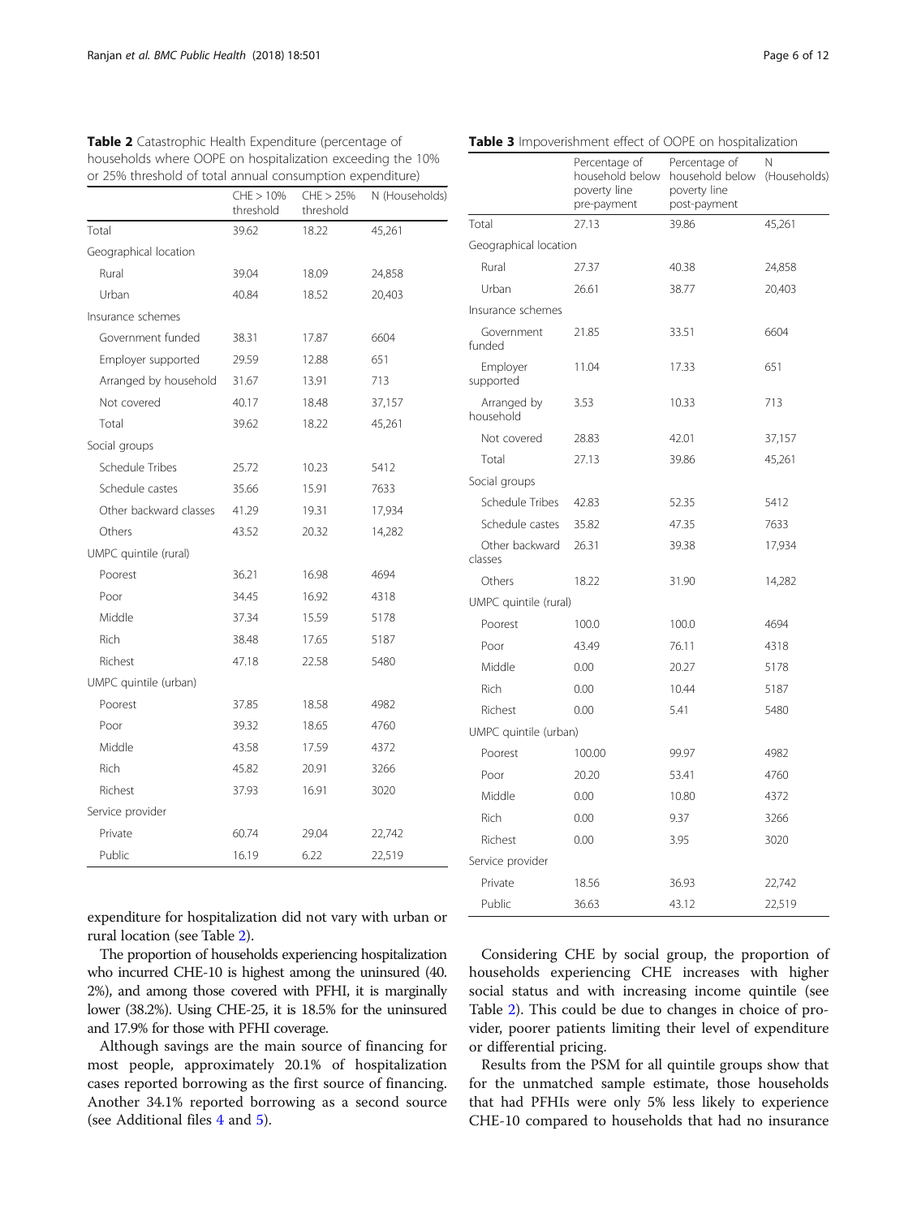**Table 2** Catastrophic Health Expenditure (percentage of households where OOPE on hospitalization exceeding the 10% or 25% threshold of total annual consumption expenditure)

| | CHE > 10% threshold | CHE > 25% threshold | N (Households) |
|---|---|---|---|
| Total | 39.62 | 18.22 | 45,261 |
| Geographical location | | | |
| Rural | 39.04 | 18.09 | 24,858 |
| Urban | 40.84 | 18.52 | 20,403 |
| Insurance schemes | | | |
| Government funded | 38.31 | 17.87 | 6604 |
| Employer supported | 29.59 | 12.88 | 651 |
| Arranged by household | 31.67 | 13.91 | 713 |
| Not covered | 40.17 | 18.48 | 37,157 |
| Total | 39.62 | 18.22 | 45,261 |
| Social groups | | | |
| Schedule Tribes | 25.72 | 10.23 | 5412 |
| Schedule castes | 35.66 | 15.91 | 7633 |
| Other backward classes | 41.29 | 19.31 | 17,934 |
| Others | 43.52 | 20.32 | 14,282 |
| UMPC quintile (rural) | | | |
| Poorest | 36.21 | 16.98 | 4694 |
| Poor | 34.45 | 16.92 | 4318 |
| Middle | 37.34 | 15.59 | 5178 |
| Rich | 38.48 | 17.65 | 5187 |
| Richest | 47.18 | 22.58 | 5480 |
| UMPC quintile (urban) | | | |
| Poorest | 37.85 | 18.58 | 4982 |
| Poor | 39.32 | 18.65 | 4760 |
| Middle | 43.58 | 17.59 | 4372 |
| Rich | 45.82 | 20.91 | 3266 |
| Richest | 37.93 | 16.91 | 3020 |
| Service provider | | | |
| Private | 60.74 | 29.04 | 22,742 |
| Public | 16.19 | 6.22 | 22,519 |

expenditure for hospitalization did not vary with urban or rural location (see Table 2).

The proportion of households experiencing hospitalization who incurred CHE-10 is highest among the uninsured (40.2%), and among those covered with PFHI, it is marginally lower (38.2%). Using CHE-25, it is 18.5% for the uninsured and 17.9% for those with PFHI coverage.

Although savings are the main source of financing for most people, approximately 20.1% of hospitalization cases reported borrowing as the first source of financing. Another 34.1% reported borrowing as a second source (see Additional files 4 and 5).

**Table 3** Impoverishment effect of OOPE on hospitalization

| | Percentage of household below poverty line pre-payment | Percentage of household below poverty line post-payment | N (Households) |
|---|---|---|---|
| Total | 27.13 | 39.86 | 45,261 |
| Geographical location | | | |
| Rural | 27.37 | 40.38 | 24,858 |
| Urban | 26.61 | 38.77 | 20,403 |
| Insurance schemes | | | |
| Government funded | 21.85 | 33.51 | 6604 |
| Employer supported | 11.04 | 17.33 | 651 |
| Arranged by household | 3.53 | 10.33 | 713 |
| Not covered | 28.83 | 42.01 | 37,157 |
| Total | 27.13 | 39.86 | 45,261 |
| Social groups | | | |
| Schedule Tribes | 42.83 | 52.35 | 5412 |
| Schedule castes | 35.82 | 47.35 | 7633 |
| Other backward classes | 26.31 | 39.38 | 17,934 |
| Others | 18.22 | 31.90 | 14,282 |
| UMPC quintile (rural) | | | |
| Poorest | 100.0 | 100.0 | 4694 |
| Poor | 43.49 | 76.11 | 4318 |
| Middle | 0.00 | 20.27 | 5178 |
| Rich | 0.00 | 10.44 | 5187 |
| Richest | 0.00 | 5.41 | 5480 |
| UMPC quintile (urban) | | | |
| Poorest | 100.00 | 99.97 | 4982 |
| Poor | 20.20 | 53.41 | 4760 |
| Middle | 0.00 | 10.80 | 4372 |
| Rich | 0.00 | 9.37 | 3266 |
| Richest | 0.00 | 3.95 | 3020 |
| Service provider | | | |
| Private | 18.56 | 36.93 | 22,742 |
| Public | 36.63 | 43.12 | 22,519 |

Considering CHE by social group, the proportion of households experiencing CHE increases with higher social status and with increasing income quintile (see Table 2). This could be due to changes in choice of provider, poorer patients limiting their level of expenditure or differential pricing.

Results from the PSM for all quintile groups show that for the unmatched sample estimate, those households that had PFHIs were only 5% less likely to experience CHE-10 compared to households that had no insurance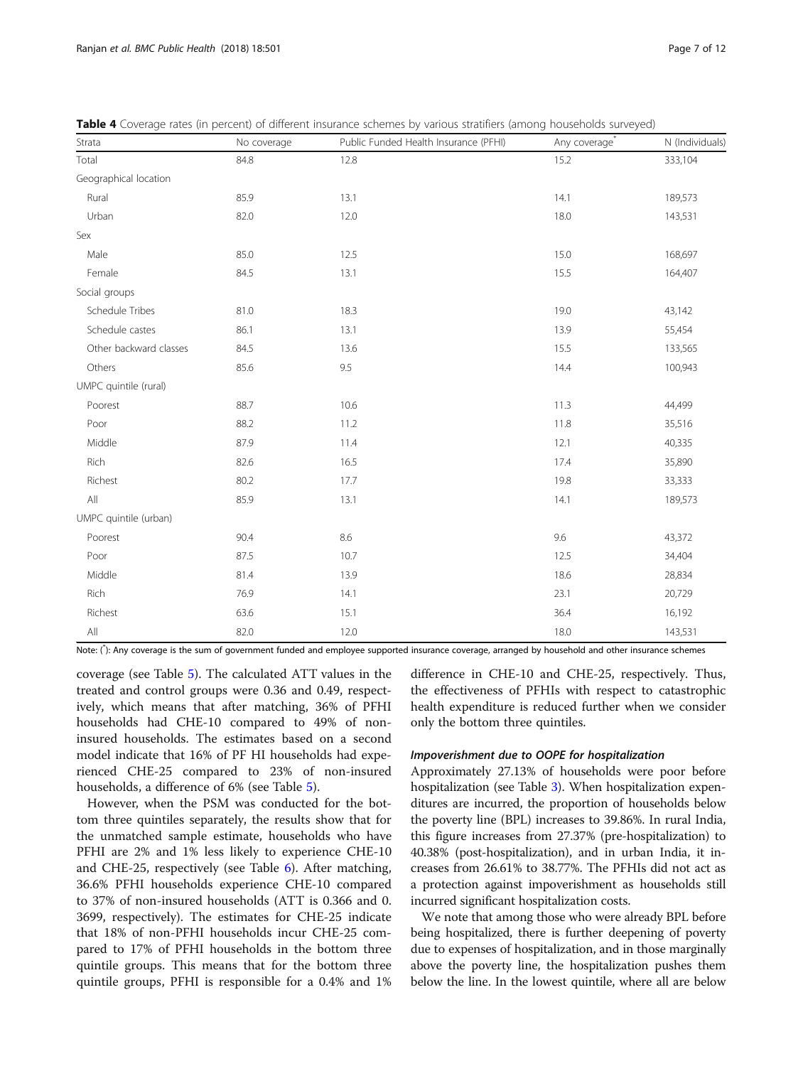**Table 4** Coverage rates (in percent) of different insurance schemes by various stratifiers (among households surveyed)

| Strata | No coverage | Public Funded Health Insurance (PFHI) | Any coverage* | N (Individuals) |
|---|---|---|---|---|
| Total | 84.8 | 12.8 | 15.2 | 333,104 |
| Geographical location | | | | |
| Rural | 85.9 | 13.1 | 14.1 | 189,573 |
| Urban | 82.0 | 12.0 | 18.0 | 143,531 |
| Sex | | | | |
| Male | 85.0 | 12.5 | 15.0 | 168,697 |
| Female | 84.5 | 13.1 | 15.5 | 164,407 |
| Social groups | | | | |
| Schedule Tribes | 81.0 | 18.3 | 19.0 | 43,142 |
| Schedule castes | 86.1 | 13.1 | 13.9 | 55,454 |
| Other backward classes | 84.5 | 13.6 | 15.5 | 133,565 |
| Others | 85.6 | 9.5 | 14.4 | 100,943 |
| UMPC quintile (rural) | | | | |
| Poorest | 88.7 | 10.6 | 11.3 | 44,499 |
| Poor | 88.2 | 11.2 | 11.8 | 35,516 |
| Middle | 87.9 | 11.4 | 12.1 | 40,335 |
| Rich | 82.6 | 16.5 | 17.4 | 35,890 |
| Richest | 80.2 | 17.7 | 19.8 | 33,333 |
| All | 85.9 | 13.1 | 14.1 | 189,573 |
| UMPC quintile (urban) | | | | |
| Poorest | 90.4 | 8.6 | 9.6 | 43,372 |
| Poor | 87.5 | 10.7 | 12.5 | 34,404 |
| Middle | 81.4 | 13.9 | 18.6 | 28,834 |
| Rich | 76.9 | 14.1 | 23.1 | 20,729 |
| Richest | 63.6 | 15.1 | 36.4 | 16,192 |
| All | 82.0 | 12.0 | 18.0 | 143,531 |

Note: (*): Any coverage is the sum of government funded and employee supported insurance coverage, arranged by household and other insurance schemes

coverage (see Table 5). The calculated ATT values in the treated and control groups were 0.36 and 0.49, respectively, which means that after matching, 36% of PFHI households had CHE-10 compared to 49% of non-insured households. The estimates based on a second model indicate that 16% of PF HI households had experienced CHE-25 compared to 23% of non-insured households, a difference of 6% (see Table 5).

However, when the PSM was conducted for the bottom three quintiles separately, the results show that for the unmatched sample estimate, households who have PFHI are 2% and 1% less likely to experience CHE-10 and CHE-25, respectively (see Table 6). After matching, 36.6% PFHI households experience CHE-10 compared to 37% of non-insured households (ATT is 0.366 and 0.3699, respectively). The estimates for CHE-25 indicate that 18% of non-PFHI households incur CHE-25 compared to 17% of PFHI households in the bottom three quintile groups. This means that for the bottom three quintile groups, PFHI is responsible for a 0.4% and 1% difference in CHE-10 and CHE-25, respectively. Thus, the effectiveness of PFHIs with respect to catastrophic health expenditure is reduced further when we consider only the bottom three quintiles.

#### *Impoverishment due to OOPE for hospitalization*

Approximately 27.13% of households were poor before hospitalization (see Table 3). When hospitalization expenditures are incurred, the proportion of households below the poverty line (BPL) increases to 39.86%. In rural India, this figure increases from 27.37% (pre-hospitalization) to 40.38% (post-hospitalization), and in urban India, it increases from 26.61% to 38.77%. The PFHIs did not act as a protection against impoverishment as households still incurred significant hospitalization costs.

We note that among those who were already BPL before being hospitalized, there is further deepening of poverty due to expenses of hospitalization, and in those marginally above the poverty line, the hospitalization pushes them below the line. In the lowest quintile, where all are below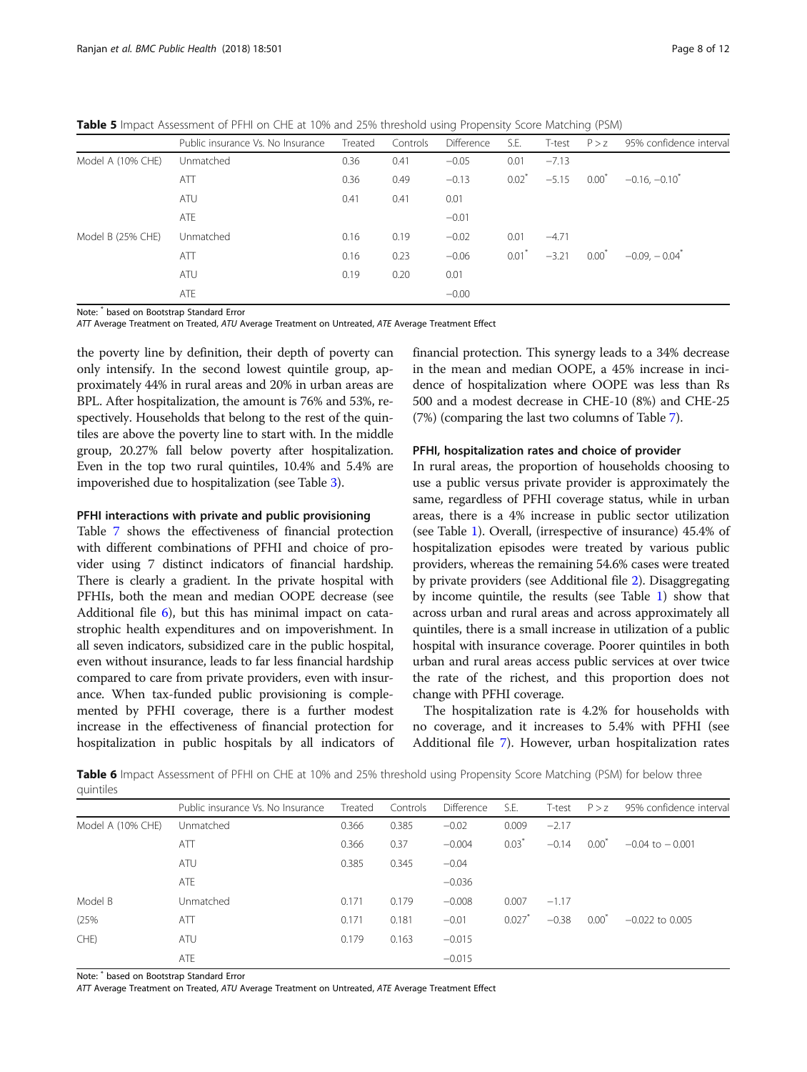**Table 5** Impact Assessment of PFHI on CHE at 10% and 25% threshold using Propensity Score Matching (PSM)

| | Public insurance Vs. No Insurance | Treated | Controls | Difference | S.E. | T-test | P > z | 95% confidence interval |
|---|---|---|---|---|---|---|---|---|
| Model A (10% CHE) | Unmatched | 0.36 | 0.41 | −0.05 | 0.01 | −7.13 | | |
| | ATT | 0.36 | 0.49 | −0.13 | 0.02* | −5.15 | 0.00* | −0.16, −0.10* |
| | ATU | 0.41 | 0.41 | 0.01 | | | | |
| | ATE | | | −0.01 | | | | |
| Model B (25% CHE) | Unmatched | 0.16 | 0.19 | −0.02 | 0.01 | −4.71 | | |
| | ATT | 0.16 | 0.23 | −0.06 | 0.01* | −3.21 | 0.00* | −0.09, − 0.04* |
| | ATU | 0.19 | 0.20 | 0.01 | | | | |
| | ATE | | | −0.00 | | | | |

Note: * based on Bootstrap Standard Error
*ATT* Average Treatment on Treated, *ATU* Average Treatment on Untreated, *ATE* Average Treatment Effect

the poverty line by definition, their depth of poverty can only intensify. In the second lowest quintile group, approximately 44% in rural areas and 20% in urban areas are BPL. After hospitalization, the amount is 76% and 53%, respectively. Households that belong to the rest of the quintiles are above the poverty line to start with. In the middle group, 20.27% fall below poverty after hospitalization. Even in the top two rural quintiles, 10.4% and 5.4% are impoverished due to hospitalization (see Table 3).

### PFHI interactions with private and public provisioning

Table 7 shows the effectiveness of financial protection with different combinations of PFHI and choice of provider using 7 distinct indicators of financial hardship. There is clearly a gradient. In the private hospital with PFHIs, both the mean and median OOPE decrease (see Additional file 6), but this has minimal impact on catastrophic health expenditures and on impoverishment. In all seven indicators, subsidized care in the public hospital, even without insurance, leads to far less financial hardship compared to care from private providers, even with insurance. When tax-funded public provisioning is complemented by PFHI coverage, there is a further modest increase in the effectiveness of financial protection for hospitalization in public hospitals by all indicators of financial protection. This synergy leads to a 34% decrease in the mean and median OOPE, a 45% increase in incidence of hospitalization where OOPE was less than Rs 500 and a modest decrease in CHE-10 (8%) and CHE-25 (7%) (comparing the last two columns of Table 7).

### PFHI, hospitalization rates and choice of provider

In rural areas, the proportion of households choosing to use a public versus private provider is approximately the same, regardless of PFHI coverage status, while in urban areas, there is a 4% increase in public sector utilization (see Table 1). Overall, (irrespective of insurance) 45.4% of hospitalization episodes were treated by various public providers, whereas the remaining 54.6% cases were treated by private providers (see Additional file 2). Disaggregating by income quintile, the results (see Table 1) show that across urban and rural areas and across approximately all quintiles, there is a small increase in utilization of a public hospital with insurance coverage. Poorer quintiles in both urban and rural areas access public services at over twice the rate of the richest, and this proportion does not change with PFHI coverage.

The hospitalization rate is 4.2% for households with no coverage, and it increases to 5.4% with PFHI (see Additional file 7). However, urban hospitalization rates

**Table 6** Impact Assessment of PFHI on CHE at 10% and 25% threshold using Propensity Score Matching (PSM) for below three quintiles

| | Public insurance Vs. No Insurance | Treated | Controls | Difference | S.E. | T-test | P > z | 95% confidence interval |
|---|---|---|---|---|---|---|---|---|
| Model A (10% CHE) | Unmatched | 0.366 | 0.385 | −0.02 | 0.009 | −2.17 | | |
| | ATT | 0.366 | 0.37 | −0.004 | 0.03* | −0.14 | 0.00* | −0.04 to − 0.001 |
| | ATU | 0.385 | 0.345 | −0.04 | | | | |
| | ATE | | | −0.036 | | | | |
| Model B (25% CHE) | Unmatched | 0.171 | 0.179 | −0.008 | 0.007 | −1.17 | | |
| | ATT | 0.171 | 0.181 | −0.01 | 0.027* | −0.38 | 0.00* | −0.022 to 0.005 |
| | ATU | 0.179 | 0.163 | −0.015 | | | | |
| | ATE | | | −0.015 | | | | |

Note: * based on Bootstrap Standard Error
*ATT* Average Treatment on Treated, *ATU* Average Treatment on Untreated, *ATE* Average Treatment Effect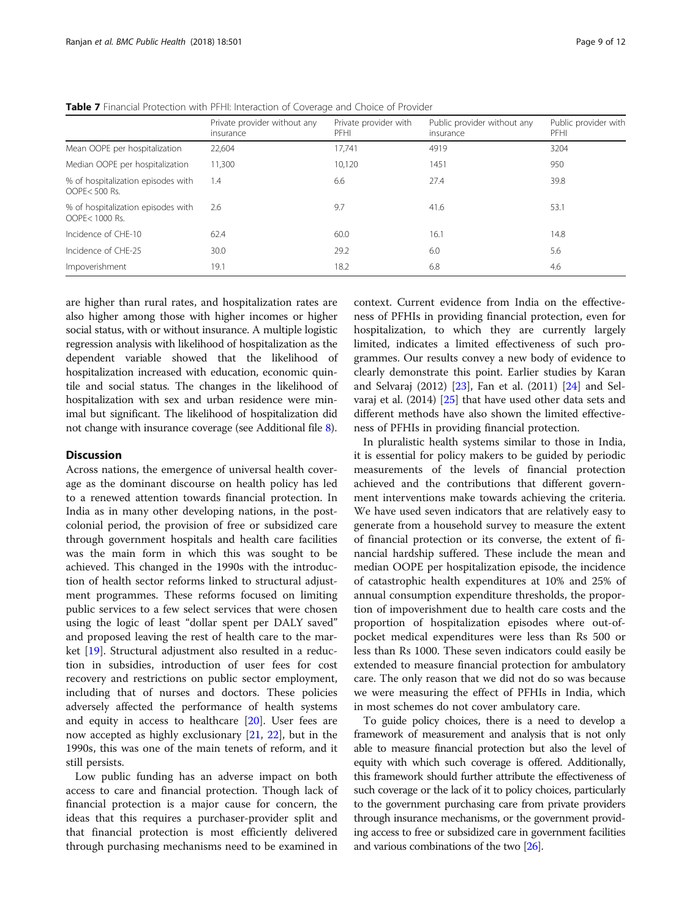**Table 7** Financial Protection with PFHI: Interaction of Coverage and Choice of Provider

| | Private provider without any insurance | Private provider with PFHI | Public provider without any insurance | Public provider with PFHI |
|---|---|---|---|---|
| Mean OOPE per hospitalization | 22,604 | 17,741 | 4919 | 3204 |
| Median OOPE per hospitalization | 11,300 | 10,120 | 1451 | 950 |
| % of hospitalization episodes with OOPE< 500 Rs. | 1.4 | 6.6 | 27.4 | 39.8 |
| % of hospitalization episodes with OOPE< 1000 Rs. | 2.6 | 9.7 | 41.6 | 53.1 |
| Incidence of CHE-10 | 62.4 | 60.0 | 16.1 | 14.8 |
| Incidence of CHE-25 | 30.0 | 29.2 | 6.0 | 5.6 |
| Impoverishment | 19.1 | 18.2 | 6.8 | 4.6 |

are higher than rural rates, and hospitalization rates are also higher among those with higher incomes or higher social status, with or without insurance. A multiple logistic regression analysis with likelihood of hospitalization as the dependent variable showed that the likelihood of hospitalization increased with education, economic quintile and social status. The changes in the likelihood of hospitalization with sex and urban residence were minimal but significant. The likelihood of hospitalization did not change with insurance coverage (see Additional file 8).

## Discussion

Across nations, the emergence of universal health coverage as the dominant discourse on health policy has led to a renewed attention towards financial protection. In India as in many other developing nations, in the post-colonial period, the provision of free or subsidized care through government hospitals and health care facilities was the main form in which this was sought to be achieved. This changed in the 1990s with the introduction of health sector reforms linked to structural adjustment programmes. These reforms focused on limiting public services to a few select services that were chosen using the logic of least "dollar spent per DALY saved" and proposed leaving the rest of health care to the market [19]. Structural adjustment also resulted in a reduction in subsidies, introduction of user fees for cost recovery and restrictions on public sector employment, including that of nurses and doctors. These policies adversely affected the performance of health systems and equity in access to healthcare [20]. User fees are now accepted as highly exclusionary [21, 22], but in the 1990s, this was one of the main tenets of reform, and it still persists.

Low public funding has an adverse impact on both access to care and financial protection. Though lack of financial protection is a major cause for concern, the ideas that this requires a purchaser-provider split and that financial protection is most efficiently delivered through purchasing mechanisms need to be examined in context. Current evidence from India on the effectiveness of PFHIs in providing financial protection, even for hospitalization, to which they are currently largely limited, indicates a limited effectiveness of such programmes. Our results convey a new body of evidence to clearly demonstrate this point. Earlier studies by Karan and Selvaraj (2012) [23], Fan et al. (2011) [24] and Selvaraj et al. (2014) [25] that have used other data sets and different methods have also shown the limited effectiveness of PFHIs in providing financial protection.

In pluralistic health systems similar to those in India, it is essential for policy makers to be guided by periodic measurements of the levels of financial protection achieved and the contributions that different government interventions make towards achieving the criteria. We have used seven indicators that are relatively easy to generate from a household survey to measure the extent of financial protection or its converse, the extent of financial hardship suffered. These include the mean and median OOPE per hospitalization episode, the incidence of catastrophic health expenditures at 10% and 25% of annual consumption expenditure thresholds, the proportion of impoverishment due to health care costs and the proportion of hospitalization episodes where out-of-pocket medical expenditures were less than Rs 500 or less than Rs 1000. These seven indicators could easily be extended to measure financial protection for ambulatory care. The only reason that we did not do so was because we were measuring the effect of PFHIs in India, which in most schemes do not cover ambulatory care.

To guide policy choices, there is a need to develop a framework of measurement and analysis that is not only able to measure financial protection but also the level of equity with which such coverage is offered. Additionally, this framework should further attribute the effectiveness of such coverage or the lack of it to policy choices, particularly to the government purchasing care from private providers through insurance mechanisms, or the government providing access to free or subsidized care in government facilities and various combinations of the two [26].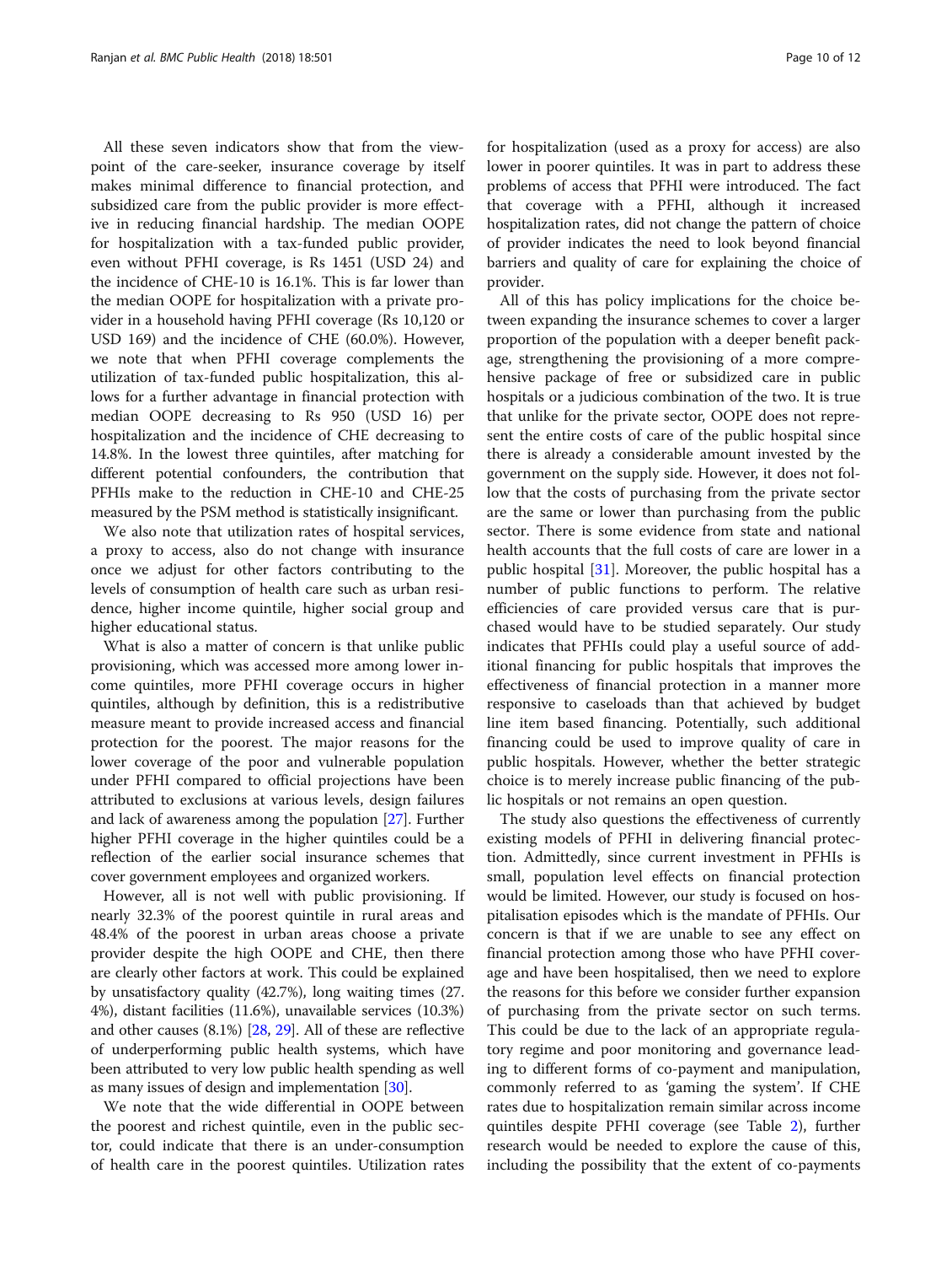All these seven indicators show that from the viewpoint of the care-seeker, insurance coverage by itself makes minimal difference to financial protection, and subsidized care from the public provider is more effective in reducing financial hardship. The median OOPE for hospitalization with a tax-funded public provider, even without PFHI coverage, is Rs 1451 (USD 24) and the incidence of CHE-10 is 16.1%. This is far lower than the median OOPE for hospitalization with a private provider in a household having PFHI coverage (Rs 10,120 or USD 169) and the incidence of CHE (60.0%). However, we note that when PFHI coverage complements the utilization of tax-funded public hospitalization, this allows for a further advantage in financial protection with median OOPE decreasing to Rs 950 (USD 16) per hospitalization and the incidence of CHE decreasing to 14.8%. In the lowest three quintiles, after matching for different potential confounders, the contribution that PFHIs make to the reduction in CHE-10 and CHE-25 measured by the PSM method is statistically insignificant.

We also note that utilization rates of hospital services, a proxy to access, also do not change with insurance once we adjust for other factors contributing to the levels of consumption of health care such as urban residence, higher income quintile, higher social group and higher educational status.

What is also a matter of concern is that unlike public provisioning, which was accessed more among lower income quintiles, more PFHI coverage occurs in higher quintiles, although by definition, this is a redistributive measure meant to provide increased access and financial protection for the poorest. The major reasons for the lower coverage of the poor and vulnerable population under PFHI compared to official projections have been attributed to exclusions at various levels, design failures and lack of awareness among the population [27]. Further higher PFHI coverage in the higher quintiles could be a reflection of the earlier social insurance schemes that cover government employees and organized workers.

However, all is not well with public provisioning. If nearly 32.3% of the poorest quintile in rural areas and 48.4% of the poorest in urban areas choose a private provider despite the high OOPE and CHE, then there are clearly other factors at work. This could be explained by unsatisfactory quality (42.7%), long waiting times (27.4%), distant facilities (11.6%), unavailable services (10.3%) and other causes (8.1%) [28, 29]. All of these are reflective of underperforming public health systems, which have been attributed to very low public health spending as well as many issues of design and implementation [30].

We note that the wide differential in OOPE between the poorest and richest quintile, even in the public sector, could indicate that there is an under-consumption of health care in the poorest quintiles. Utilization rates for hospitalization (used as a proxy for access) are also lower in poorer quintiles. It was in part to address these problems of access that PFHI were introduced. The fact that coverage with a PFHI, although it increased hospitalization rates, did not change the pattern of choice of provider indicates the need to look beyond financial barriers and quality of care for explaining the choice of provider.

All of this has policy implications for the choice between expanding the insurance schemes to cover a larger proportion of the population with a deeper benefit package, strengthening the provisioning of a more comprehensive package of free or subsidized care in public hospitals or a judicious combination of the two. It is true that unlike for the private sector, OOPE does not represent the entire costs of care of the public hospital since there is already a considerable amount invested by the government on the supply side. However, it does not follow that the costs of purchasing from the private sector are the same or lower than purchasing from the public sector. There is some evidence from state and national health accounts that the full costs of care are lower in a public hospital [31]. Moreover, the public hospital has a number of public functions to perform. The relative efficiencies of care provided versus care that is purchased would have to be studied separately. Our study indicates that PFHIs could play a useful source of additional financing for public hospitals that improves the effectiveness of financial protection in a manner more responsive to caseloads than that achieved by budget line item based financing. Potentially, such additional financing could be used to improve quality of care in public hospitals. However, whether the better strategic choice is to merely increase public financing of the public hospitals or not remains an open question.

The study also questions the effectiveness of currently existing models of PFHI in delivering financial protection. Admittedly, since current investment in PFHIs is small, population level effects on financial protection would be limited. However, our study is focused on hospitalisation episodes which is the mandate of PFHIs. Our concern is that if we are unable to see any effect on financial protection among those who have PFHI coverage and have been hospitalised, then we need to explore the reasons for this before we consider further expansion of purchasing from the private sector on such terms. This could be due to the lack of an appropriate regulatory regime and poor monitoring and governance leading to different forms of co-payment and manipulation, commonly referred to as 'gaming the system'. If CHE rates due to hospitalization remain similar across income quintiles despite PFHI coverage (see Table 2), further research would be needed to explore the cause of this, including the possibility that the extent of co-payments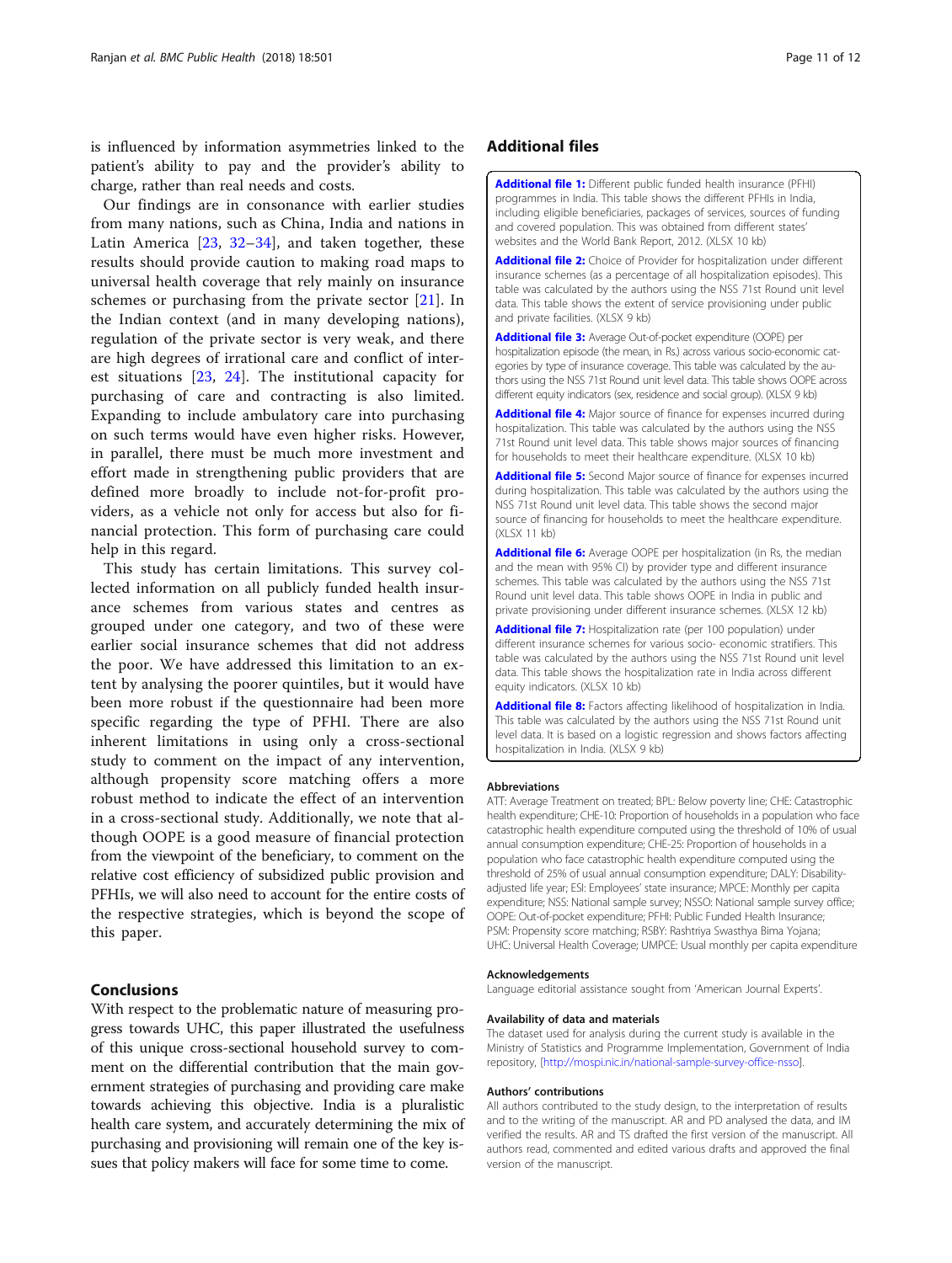is influenced by information asymmetries linked to the patient's ability to pay and the provider's ability to charge, rather than real needs and costs.

Our findings are in consonance with earlier studies from many nations, such as China, India and nations in Latin America [23, 32–34], and taken together, these results should provide caution to making road maps to universal health coverage that rely mainly on insurance schemes or purchasing from the private sector [21]. In the Indian context (and in many developing nations), regulation of the private sector is very weak, and there are high degrees of irrational care and conflict of interest situations [23, 24]. The institutional capacity for purchasing of care and contracting is also limited. Expanding to include ambulatory care into purchasing on such terms would have even higher risks. However, in parallel, there must be much more investment and effort made in strengthening public providers that are defined more broadly to include not-for-profit providers, as a vehicle not only for access but also for financial protection. This form of purchasing care could help in this regard.

This study has certain limitations. This survey collected information on all publicly funded health insurance schemes from various states and centres as grouped under one category, and two of these were earlier social insurance schemes that did not address the poor. We have addressed this limitation to an extent by analysing the poorer quintiles, but it would have been more robust if the questionnaire had been more specific regarding the type of PFHI. There are also inherent limitations in using only a cross-sectional study to comment on the impact of any intervention, although propensity score matching offers a more robust method to indicate the effect of an intervention in a cross-sectional study. Additionally, we note that although OOPE is a good measure of financial protection from the viewpoint of the beneficiary, to comment on the relative cost efficiency of subsidized public provision and PFHIs, we will also need to account for the entire costs of the respective strategies, which is beyond the scope of this paper.

## Conclusions

With respect to the problematic nature of measuring progress towards UHC, this paper illustrated the usefulness of this unique cross-sectional household survey to comment on the differential contribution that the main government strategies of purchasing and providing care make towards achieving this objective. India is a pluralistic health care system, and accurately determining the mix of purchasing and provisioning will remain one of the key issues that policy makers will face for some time to come.

## Additional files

**Additional file 1:** Different public funded health insurance (PFHI) programmes in India. This table shows the different PFHIs in India, including eligible beneficiaries, packages of services, sources of funding and covered population. This was obtained from different states' websites and the World Bank Report, 2012. (XLSX 10 kb)

**Additional file 2:** Choice of Provider for hospitalization under different insurance schemes (as a percentage of all hospitalization episodes). This table was calculated by the authors using the NSS 71st Round unit level data. This table shows the extent of service provisioning under public and private facilities. (XLSX 9 kb)

**Additional file 3:** Average Out-of-pocket expenditure (OOPE) per hospitalization episode (the mean, in Rs.) across various socio-economic categories by type of insurance coverage. This table was calculated by the authors using the NSS 71st Round unit level data. This table shows OOPE across different equity indicators (sex, residence and social group). (XLSX 9 kb)

**Additional file 4:** Major source of finance for expenses incurred during hospitalization. This table was calculated by the authors using the NSS 71st Round unit level data. This table shows major sources of financing for households to meet their healthcare expenditure. (XLSX 10 kb)

**Additional file 5:** Second Major source of finance for expenses incurred during hospitalization. This table was calculated by the authors using the NSS 71st Round unit level data. This table shows the second major source of financing for households to meet the healthcare expenditure. (XLSX 11 kb)

**Additional file 6:** Average OOPE per hospitalization (in Rs, the median and the mean with 95% CI) by provider type and different insurance schemes. This table was calculated by the authors using the NSS 71st Round unit level data. This table shows OOPE in India in public and private provisioning under different insurance schemes. (XLSX 12 kb)

**Additional file 7:** Hospitalization rate (per 100 population) under different insurance schemes for various socio- economic stratifiers. This table was calculated by the authors using the NSS 71st Round unit level data. This table shows the hospitalization rate in India across different equity indicators. (XLSX 10 kb)

**Additional file 8:** Factors affecting likelihood of hospitalization in India. This table was calculated by the authors using the NSS 71st Round unit level data. It is based on a logistic regression and shows factors affecting hospitalization in India. (XLSX 9 kb)

### Abbreviations

ATT: Average Treatment on treated; BPL: Below poverty line; CHE: Catastrophic health expenditure; CHE-10: Proportion of households in a population who face catastrophic health expenditure computed using the threshold of 10% of usual annual consumption expenditure; CHE-25: Proportion of households in a population who face catastrophic health expenditure computed using the threshold of 25% of usual annual consumption expenditure; DALY: Disability-adjusted life year; ESI: Employees' state insurance; MPCE: Monthly per capita expenditure; NSS: National sample survey; NSSO: National sample survey office; OOPE: Out-of-pocket expenditure; PFHI: Public Funded Health Insurance; PSM: Propensity score matching; RSBY: Rashtriya Swasthya Bima Yojana; UHC: Universal Health Coverage; UMPCE: Usual monthly per capita expenditure

### Acknowledgements

Language editorial assistance sought from 'American Journal Experts'.

### Availability of data and materials

The dataset used for analysis during the current study is available in the Ministry of Statistics and Programme Implementation, Government of India repository, [http://mospi.nic.in/national-sample-survey-office-nsso].

### Authors' contributions

All authors contributed to the study design, to the interpretation of results and to the writing of the manuscript. AR and PD analysed the data, and IM verified the results. AR and TS drafted the first version of the manuscript. All authors read, commented and edited various drafts and approved the final version of the manuscript.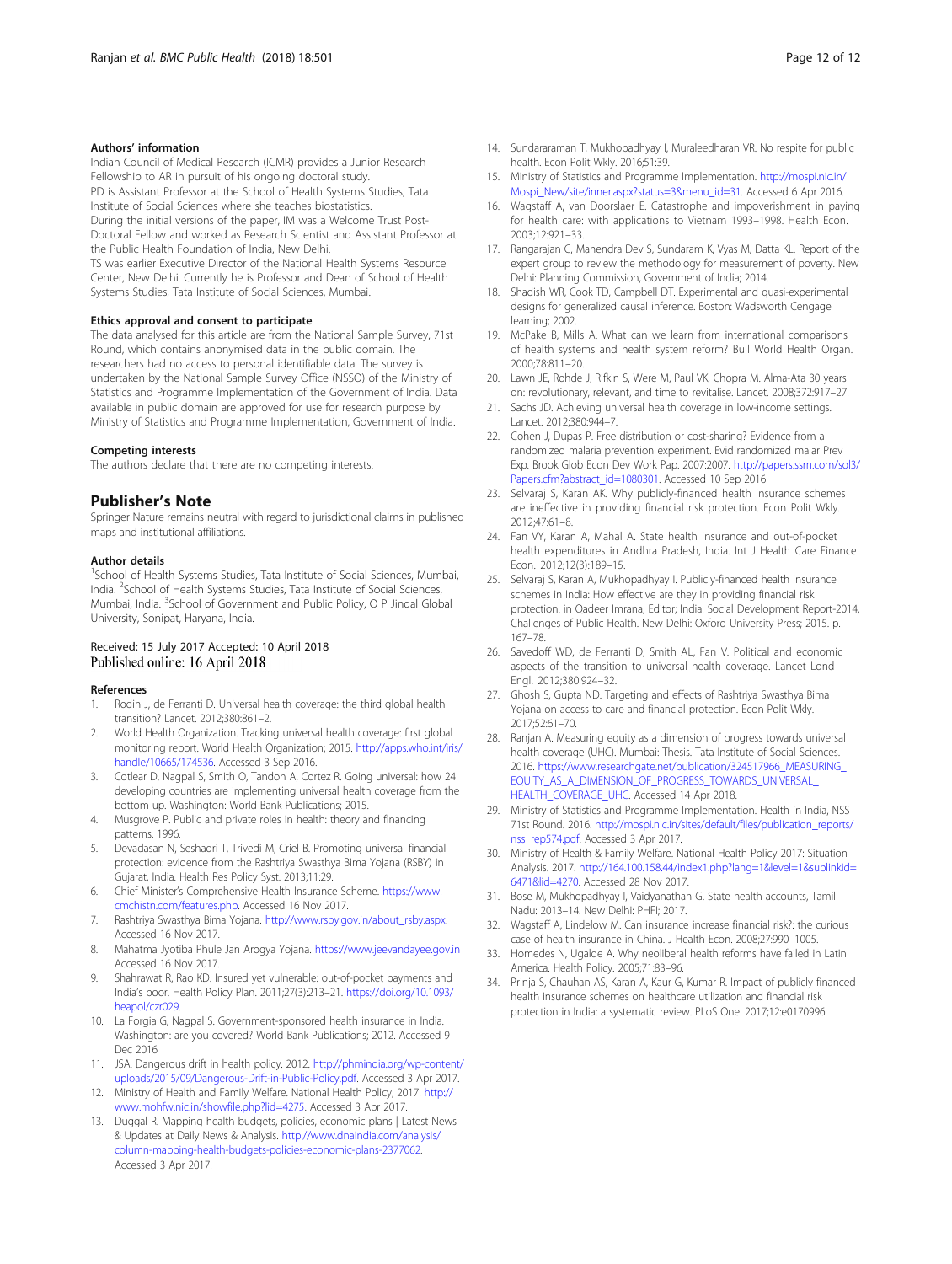### Authors' information

Indian Council of Medical Research (ICMR) provides a Junior Research Fellowship to AR in pursuit of his ongoing doctoral study.

PD is Assistant Professor at the School of Health Systems Studies, Tata Institute of Social Sciences where she teaches biostatistics.

During the initial versions of the paper, IM was a Welcome Trust Post-Doctoral Fellow and worked as Research Scientist and Assistant Professor at the Public Health Foundation of India, New Delhi.

TS was earlier Executive Director of the National Health Systems Resource Center, New Delhi. Currently he is Professor and Dean of School of Health Systems Studies, Tata Institute of Social Sciences, Mumbai.

### Ethics approval and consent to participate

The data analysed for this article are from the National Sample Survey, 71st Round, which contains anonymised data in the public domain. The researchers had no access to personal identifiable data. The survey is undertaken by the National Sample Survey Office (NSSO) of the Ministry of Statistics and Programme Implementation of the Government of India. Data available in public domain are approved for use for research purpose by Ministry of Statistics and Programme Implementation, Government of India.

### Competing interests

The authors declare that there are no competing interests.

## Publisher's Note

Springer Nature remains neutral with regard to jurisdictional claims in published maps and institutional affiliations.

### Author details

[1]School of Health Systems Studies, Tata Institute of Social Sciences, Mumbai, India. [2]School of Health Systems Studies, Tata Institute of Social Sciences, Mumbai, India. [3]School of Government and Public Policy, O P Jindal Global University, Sonipat, Haryana, India.

Received: 15 July 2017 Accepted: 10 April 2018
Published online: 16 April 2018

### References

1. Rodin J, de Ferranti D. Universal health coverage: the third global health transition? Lancet. 2012;380:861–2.
2. World Health Organization. Tracking universal health coverage: first global monitoring report. World Health Organization; 2015. http://apps.who.int/iris/handle/10665/174536. Accessed 3 Sep 2016.
3. Cotlear D, Nagpal S, Smith O, Tandon A, Cortez R. Going universal: how 24 developing countries are implementing universal health coverage from the bottom up. Washington: World Bank Publications; 2015.
4. Musgrove P. Public and private roles in health: theory and financing patterns. 1996.
5. Devadasan N, Seshadri T, Trivedi M, Criel B. Promoting universal financial protection: evidence from the Rashtriya Swasthya Bima Yojana (RSBY) in Gujarat, India. Health Res Policy Syst. 2013;11:29.
6. Chief Minister's Comprehensive Health Insurance Scheme. https://www.cmchistn.com/features.php. Accessed 16 Nov 2017.
7. Rashtriya Swasthya Bima Yojana. http://www.rsby.gov.in/about_rsby.aspx. Accessed 16 Nov 2017.
8. Mahatma Jyotiba Phule Jan Arogya Yojana. https://www.jeevandayee.gov.in Accessed 16 Nov 2017.
9. Shahrawat R, Rao KD. Insured yet vulnerable: out-of-pocket payments and India's poor. Health Policy Plan. 2011;27(3):213–21. https://doi.org/10.1093/heapol/czr029.
10. La Forgia G, Nagpal S. Government-sponsored health insurance in India. Washington: are you covered? World Bank Publications; 2012. Accessed 9 Dec 2016
11. JSA. Dangerous drift in health policy. 2012. http://phmindia.org/wp-content/uploads/2015/09/Dangerous-Drift-in-Public-Policy.pdf. Accessed 3 Apr 2017.
12. Ministry of Health and Family Welfare. National Health Policy, 2017. http://www.mohfw.nic.in/showfile.php?lid=4275. Accessed 3 Apr 2017.
13. Duggal R. Mapping health budgets, policies, economic plans | Latest News & Updates at Daily News & Analysis. http://www.dnaindia.com/analysis/column-mapping-health-budgets-policies-economic-plans-2377062. Accessed 3 Apr 2017.
14. Sundararaman T, Mukhopadhyay I, Muraleedharan VR. No respite for public health. Econ Polit Wkly. 2016;51:39.
15. Ministry of Statistics and Programme Implementation. http://mospi.nic.in/Mospi_New/site/inner.aspx?status=3&menu_id=31. Accessed 6 Apr 2016.
16. Wagstaff A, van Doorslaer E. Catastrophe and impoverishment in paying for health care: with applications to Vietnam 1993–1998. Health Econ. 2003;12:921–33.
17. Rangarajan C, Mahendra Dev S, Sundaram K, Vyas M, Datta KL. Report of the expert group to review the methodology for measurement of poverty. New Delhi: Planning Commission, Government of India; 2014.
18. Shadish WR, Cook TD, Campbell DT. Experimental and quasi-experimental designs for generalized causal inference. Boston: Wadsworth Cengage learning; 2002.
19. McPake B, Mills A. What can we learn from international comparisons of health systems and health system reform? Bull World Health Organ. 2000;78:811–20.
20. Lawn JE, Rohde J, Rifkin S, Were M, Paul VK, Chopra M. Alma-Ata 30 years on: revolutionary, relevant, and time to revitalise. Lancet. 2008;372:917–27.
21. Sachs JD. Achieving universal health coverage in low-income settings. Lancet. 2012;380:944–7.
22. Cohen J, Dupas P. Free distribution or cost-sharing? Evidence from a randomized malaria prevention experiment. Evid randomized malar Prev Exp. Brook Glob Econ Dev Work Pap. 2007:2007. http://papers.ssrn.com/sol3/Papers.cfm?abstract_id=1080301. Accessed 10 Sep 2016
23. Selvaraj S, Karan AK. Why publicly-financed health insurance schemes are ineffective in providing financial risk protection. Econ Polit Wkly. 2012;47:61–8.
24. Fan VY, Karan A, Mahal A. State health insurance and out-of-pocket health expenditures in Andhra Pradesh, India. Int J Health Care Finance Econ. 2012;12(3):189–15.
25. Selvaraj S, Karan A, Mukhopadhyay I. Publicly-financed health insurance schemes in India: How effective are they in providing financial risk protection. in Qadeer Imrana, Editor; India: Social Development Report-2014, Challenges of Public Health. New Delhi: Oxford University Press; 2015. p. 167–78.
26. Savedoff WD, de Ferranti D, Smith AL, Fan V. Political and economic aspects of the transition to universal health coverage. Lancet Lond Engl. 2012;380:924–32.
27. Ghosh S, Gupta ND. Targeting and effects of Rashtriya Swasthya Bima Yojana on access to care and financial protection. Econ Polit Wkly. 2017;52:61–70.
28. Ranjan A. Measuring equity as a dimension of progress towards universal health coverage (UHC). Mumbai: Thesis. Tata Institute of Social Sciences. 2016. https://www.researchgate.net/publication/324517966_MEASURING_EQUITY_AS_A_DIMENSION_OF_PROGRESS_TOWARDS_UNIVERSAL_HEALTH_COVERAGE_UHC. Accessed 14 Apr 2018.
29. Ministry of Statistics and Programme Implementation. Health in India, NSS 71st Round. 2016. http://mospi.nic.in/sites/default/files/publication_reports/nss_rep574.pdf. Accessed 3 Apr 2017.
30. Ministry of Health & Family Welfare. National Health Policy 2017: Situation Analysis. 2017. http://164.100.158.44/index1.php?lang=1&level=1&sublinkid=6471&lid=4270. Accessed 28 Nov 2017.
31. Bose M, Mukhopadhyay I, Vaidyanathan G. State health accounts, Tamil Nadu: 2013–14. New Delhi: PHFI; 2017.
32. Wagstaff A, Lindelow M. Can insurance increase financial risk?: the curious case of health insurance in China. J Health Econ. 2008;27:990–1005.
33. Homedes N, Ugalde A. Why neoliberal health reforms have failed in Latin America. Health Policy. 2005;71:83–96.
34. Prinja S, Chauhan AS, Karan A, Kaur G, Kumar R. Impact of publicly financed health insurance schemes on healthcare utilization and financial risk protection in India: a systematic review. PLoS One. 2017;12:e0170996.